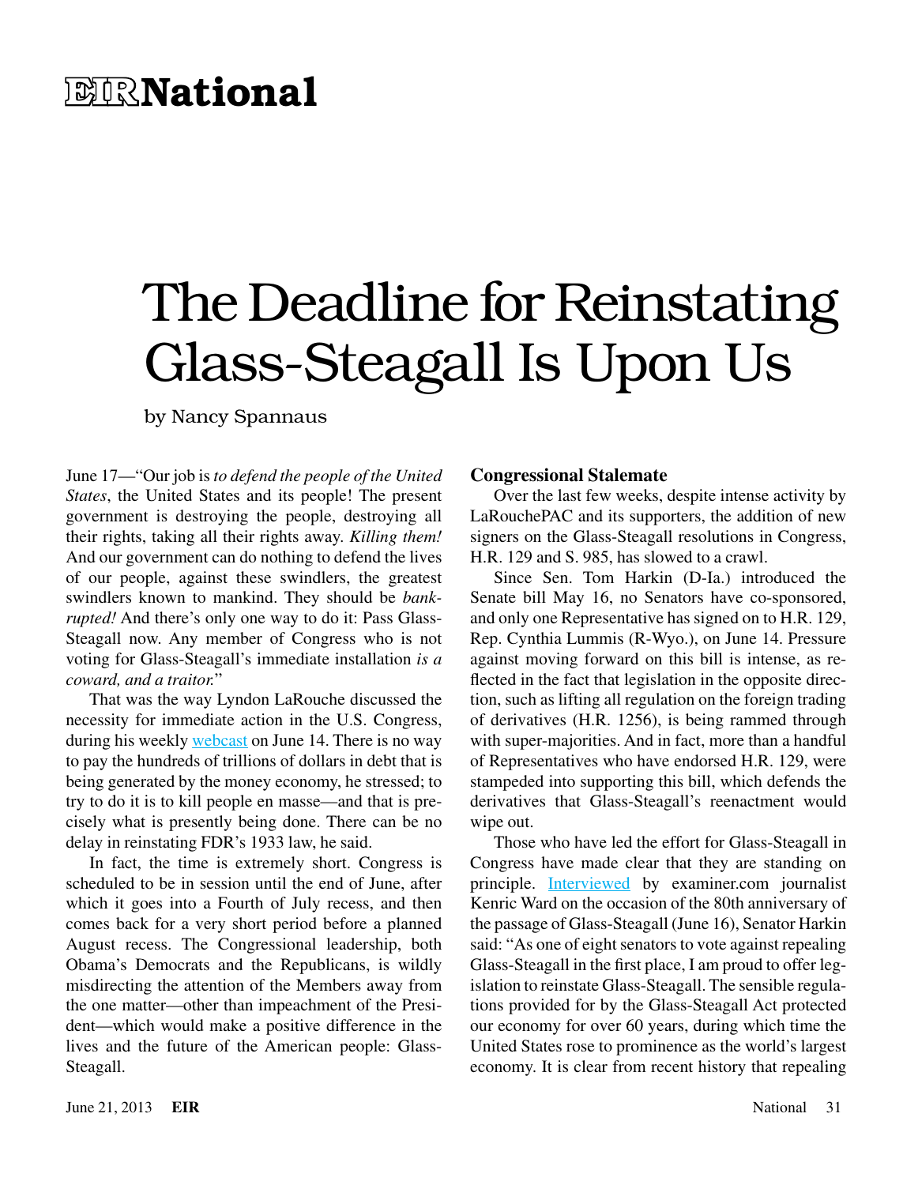# EIR National

# The Deadline for Reinstating Glass-Steagall Is Upon Us

by Nancy Spannaus

June 17—"Our job is *to defend the people of the United States*, the United States and its people! The present government is destroying the people, destroying all their rights, taking all their rights away. *Killing them!* And our government can do nothing to defend the lives of our people, against these swindlers, the greatest swindlers known to mankind. They should be *bankrupted!* And there's only one way to do it: Pass Glass-Steagall now. Any member of Congress who is not voting for Glass-Steagall's immediate installation *is a coward, and a traitor.*"

That was the way Lyndon LaRouche discussed the necessity for immediate action in the U.S. Congress, during his weekly webcast on June 14. There is no way to pay the hundreds of trillions of dollars in debt that is being generated by the money economy, he stressed; to try to do it is to kill people en masse—and that is precisely what is presently being done. There can be no delay in reinstating FDR's 1933 law, he said.

In fact, the time is extremely short. Congress is scheduled to be in session until the end of June, after which it goes into a Fourth of July recess, and then comes back for a very short period before a planned August recess. The Congressional leadership, both Obama's Democrats and the Republicans, is wildly misdirecting the attention of the Members away from the one matter—other than impeachment of the President—which would make a positive difference in the lives and the future of the American people: Glass-Steagall.

### Congressional Stalemate

Over the last few weeks, despite intense activity by LaRouchePAC and its supporters, the addition of new signers on the Glass-Steagall resolutions in Congress, H.R. 129 and S. 985, has slowed to a crawl.

Since Sen. Tom Harkin (D-Ia.) introduced the Senate bill May 16, no Senators have co-sponsored, and only one Representative has signed on to H.R. 129, Rep. Cynthia Lummis (R-Wyo.), on June 14. Pressure against moving forward on this bill is intense, as reflected in the fact that legislation in the opposite direction, such as lifting all regulation on the foreign trading of derivatives (H.R. 1256), is being rammed through with super-majorities. And in fact, more than a handful of Representatives who have endorsed H.R. 129, were stampeded into supporting this bill, which defends the derivatives that Glass-Steagall's reenactment would wipe out.

Those who have led the effort for Glass-Steagall in Congress have made clear that they are standing on principle. Interviewed by examiner.com journalist Kenric Ward on the occasion of the 80th anniversary of the passage of Glass-Steagall (June 16), Senator Harkin said: "As one of eight senators to vote against repealing Glass-Steagall in the first place, I am proud to offer legislation to reinstate Glass-Steagall. The sensible regulations provided for by the Glass-Steagall Act protected our economy for over 60 years, during which time the United States rose to prominence as the world's largest economy. It is clear from recent history that repealing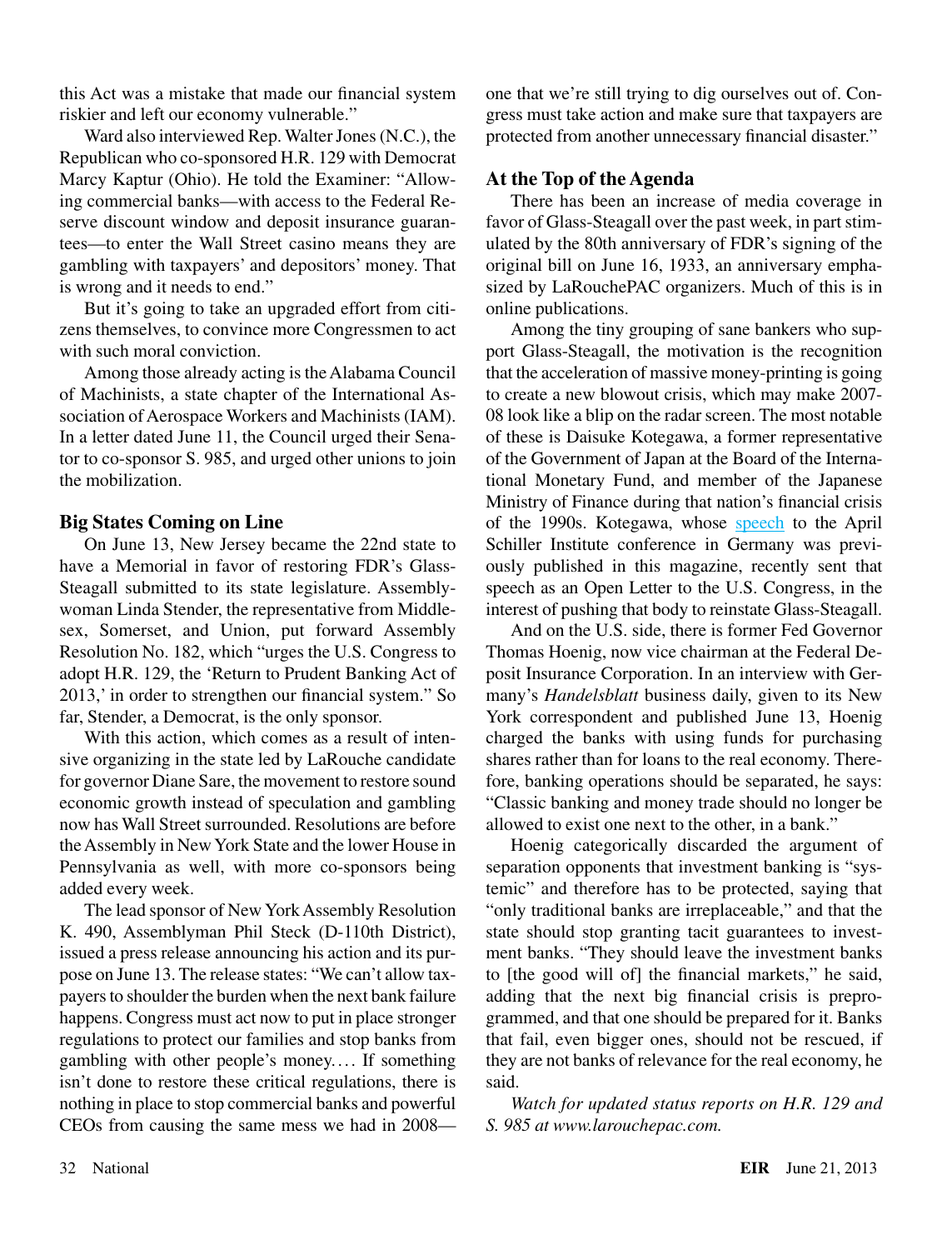this Act was a mistake that made our financial system riskier and left our economy vulnerable."

Ward also interviewed Rep. Walter Jones (N.C.), the Republican who co-sponsored H.R. 129 with Democrat Marcy Kaptur (Ohio). He told the Examiner: "Allowing commercial banks—with access to the Federal Reserve discount window and deposit insurance guarantees—to enter the Wall Street casino means they are gambling with taxpayers' and depositors' money. That is wrong and it needs to end."

But it's going to take an upgraded effort from citizens themselves, to convince more Congressmen to act with such moral conviction.

Among those already acting is the Alabama Council of Machinists, a state chapter of the International Association of Aerospace Workers and Machinists (IAM). In a letter dated June 11, the Council urged their Senator to co-sponsor S. 985, and urged other unions to join the mobilization.

## Big States Coming on Line

On June 13, New Jersey became the 22nd state to have a Memorial in favor of restoring FDR's Glass-Steagall submitted to its state legislature. Assemblywoman Linda Stender, the representative from Middlesex, Somerset, and Union, put forward Assembly Resolution No. 182, which "urges the U.S. Congress to adopt H.R. 129, the 'Return to Prudent Banking Act of 2013,' in order to strengthen our financial system." So far, Stender, a Democrat, is the only sponsor.

With this action, which comes as a result of intensive organizing in the state led by LaRouche candidate for governor Diane Sare, the movement to restore sound economic growth instead of speculation and gambling now has Wall Street surrounded. Resolutions are before the Assembly in New York State and the lower House in Pennsylvania as well, with more co-sponsors being added every week.

The lead sponsor of New York Assembly Resolution K. 490, Assemblyman Phil Steck (D-110th District), issued a press release announcing his action and its purpose on June 13. The release states: "We can't allow taxpayers to shoulder the burden when the next bank failure happens. Congress must act now to put in place stronger regulations to protect our families and stop banks from gambling with other people's money.... If something isn't done to restore these critical regulations, there is nothing in place to stop commercial banks and powerful CEOs from causing the same mess we had in 2008—one that we're still trying to dig ourselves out of. Congress must take action and make sure that taxpayers are protected from another unnecessary financial disaster."

## At the Top of the Agenda

There has been an increase of media coverage in favor of Glass-Steagall over the past week, in part stimulated by the 80th anniversary of FDR's signing of the original bill on June 16, 1933, an anniversary emphasized by LaRouchePAC organizers. Much of this is in online publications.

Among the tiny grouping of sane bankers who support Glass-Steagall, the motivation is the recognition that the acceleration of massive money-printing is going to create a new blowout crisis, which may make 2007-08 look like a blip on the radar screen. The most notable of these is Daisuke Kotegawa, a former representative of the Government of Japan at the Board of the International Monetary Fund, and member of the Japanese Ministry of Finance during that nation's financial crisis of the 1990s. Kotegawa, whose speech to the April Schiller Institute conference in Germany was previously published in this magazine, recently sent that speech as an Open Letter to the U.S. Congress, in the interest of pushing that body to reinstate Glass-Steagall.

And on the U.S. side, there is former Fed Governor Thomas Hoenig, now vice chairman at the Federal Deposit Insurance Corporation. In an interview with Germany's *Handelsblatt* business daily, given to its New York correspondent and published June 13, Hoenig charged the banks with using funds for purchasing shares rather than for loans to the real economy. Therefore, banking operations should be separated, he says: "Classic banking and money trade should no longer be allowed to exist one next to the other, in a bank."

Hoenig categorically discarded the argument of separation opponents that investment banking is "systemic" and therefore has to be protected, saying that "only traditional banks are irreplaceable," and that the state should stop granting tacit guarantees to investment banks. "They should leave the investment banks to [the good will of] the financial markets," he said, adding that the next big financial crisis is preprogrammed, and that one should be prepared for it. Banks that fail, even bigger ones, should not be rescued, if they are not banks of relevance for the real economy, he said.

*Watch for updated status reports on H.R. 129 and S. 985 at www.larouchepac.com.*